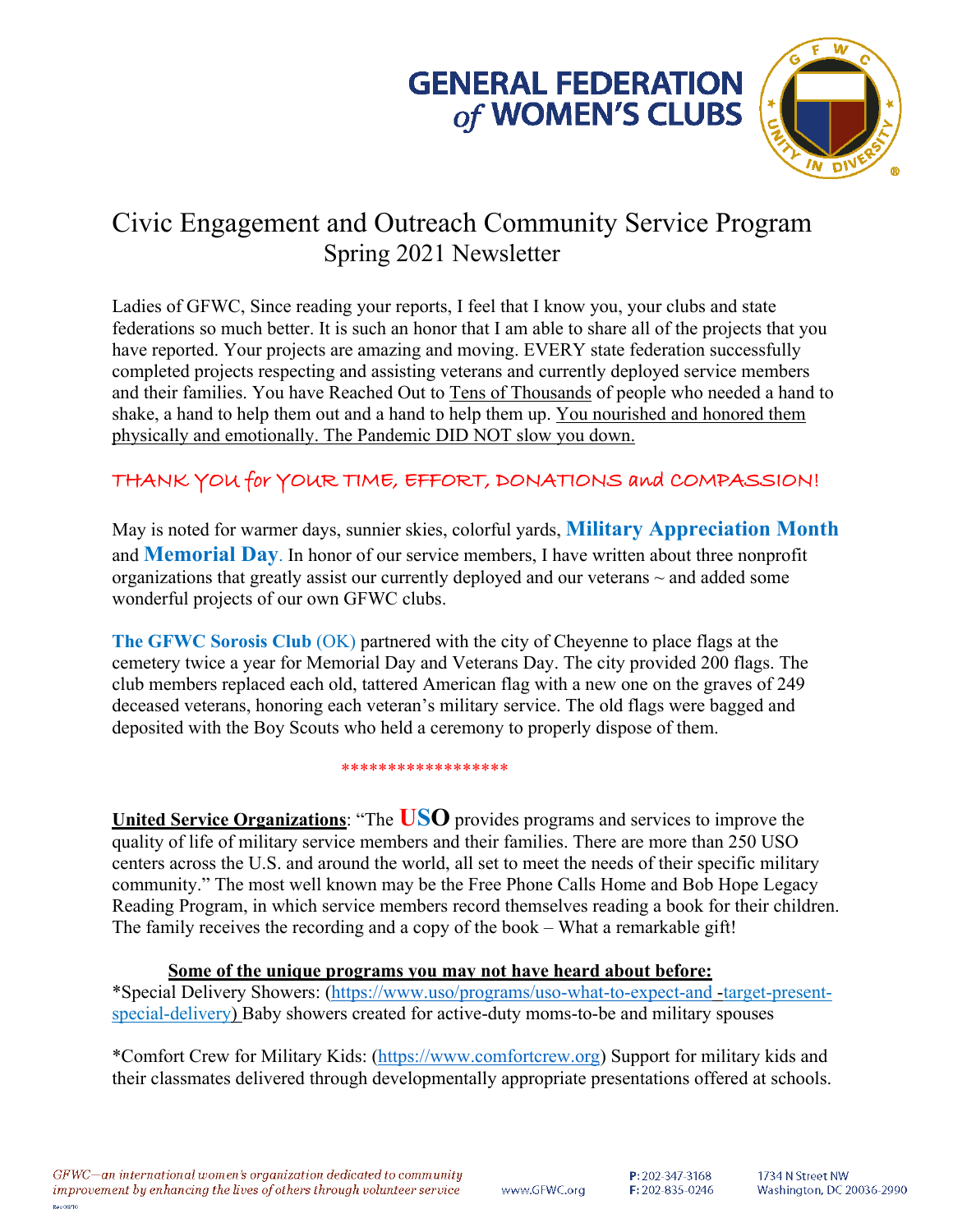GENERAL FEDERATION *of* WOMEN'S CLUBS

# Civic Engagement and Outreach Community Service Program
## Spring 2021 Newsletter

Ladies of GFWC, Since reading your reports, I feel that I know you, your clubs and state federations so much better. It is such an honor that I am able to share all of the projects that you have reported. Your projects are amazing and moving. EVERY state federation successfully completed projects respecting and assisting veterans and currently deployed service members and their families. You have Reached Out to Tens of Thousands of people who needed a hand to shake, a hand to help them out and a hand to help them up. You nourished and honored them physically and emotionally. The Pandemic DID NOT slow you down.

THANK YOU for YOUR TIME, EFFORT, DONATIONS and COMPASSION!

May is noted for warmer days, sunnier skies, colorful yards, **Military Appreciation Month** and **Memorial Day**. In honor of our service members, I have written about three nonprofit organizations that greatly assist our currently deployed and our veterans ~ and added some wonderful projects of our own GFWC clubs.

**The GFWC Sorosis Club** (OK) partnered with the city of Cheyenne to place flags at the cemetery twice a year for Memorial Day and Veterans Day. The city provided 200 flags. The club members replaced each old, tattered American flag with a new one on the graves of 249 deceased veterans, honoring each veteran's military service. The old flags were bagged and deposited with the Boy Scouts who held a ceremony to properly dispose of them.

******************

**United Service Organizations**: "The **USO** provides programs and services to improve the quality of life of military service members and their families. There are more than 250 USO centers across the U.S. and around the world, all set to meet the needs of their specific military community." The most well known may be the Free Phone Calls Home and Bob Hope Legacy Reading Program, in which service members record themselves reading a book for their children. The family receives the recording and a copy of the book – What a remarkable gift!

**Some of the unique programs you may not have heard about before:**

*Special Delivery Showers: (https://www.uso/programs/uso-what-to-expect-and -target-present-special-delivery) Baby showers created for active-duty moms-to-be and military spouses

*Comfort Crew for Military Kids: (https://www.comfortcrew.org) Support for military kids and their classmates delivered through developmentally appropriate presentations offered at schools.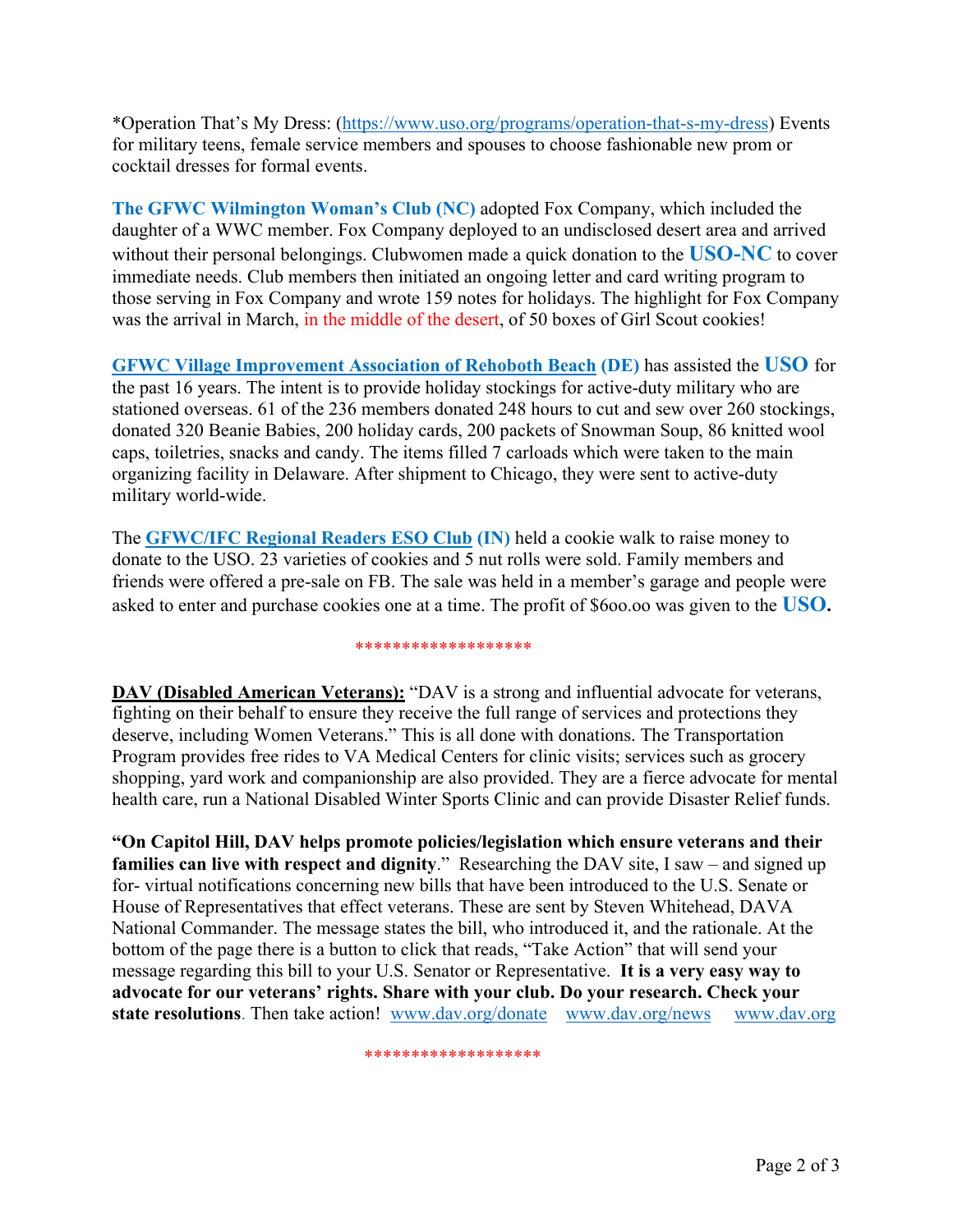*Operation That's My Dress: ([https://www.uso.org/programs/operation-that-s-my-dress](https://www.uso.org/programs/operation-that-s-my-dress)) Events for military teens, female service members and spouses to choose fashionable new prom or cocktail dresses for formal events.

**The GFWC Wilmington Woman's Club (NC)** adopted Fox Company, which included the daughter of a WWC member. Fox Company deployed to an undisclosed desert area and arrived without their personal belongings. Clubwomen made a quick donation to the **USO-NC** to cover immediate needs. Club members then initiated an ongoing letter and card writing program to those serving in Fox Company and wrote 159 notes for holidays. The highlight for Fox Company was the arrival in March, in the middle of the desert, of 50 boxes of Girl Scout cookies!

**GFWC Village Improvement Association of Rehoboth Beach (DE)** has assisted the **USO** for the past 16 years. The intent is to provide holiday stockings for active-duty military who are stationed overseas. 61 of the 236 members donated 248 hours to cut and sew over 260 stockings, donated 320 Beanie Babies, 200 holiday cards, 200 packets of Snowman Soup, 86 knitted wool caps, toiletries, snacks and candy. The items filled 7 carloads which were taken to the main organizing facility in Delaware. After shipment to Chicago, they were sent to active-duty military world-wide.

The **GFWC/IFC Regional Readers ESO Club (IN)** held a cookie walk to raise money to donate to the USO. 23 varieties of cookies and 5 nut rolls were sold. Family members and friends were offered a pre-sale on FB. The sale was held in a member's garage and people were asked to enter and purchase cookies one at a time. The profit of $6oo.oo was given to the **USO.**

*******************

**DAV (Disabled American Veterans):** "DAV is a strong and influential advocate for veterans, fighting on their behalf to ensure they receive the full range of services and protections they deserve, including Women Veterans." This is all done with donations. The Transportation Program provides free rides to VA Medical Centers for clinic visits; services such as grocery shopping, yard work and companionship are also provided. They are a fierce advocate for mental health care, run a National Disabled Winter Sports Clinic and can provide Disaster Relief funds.

**"On Capitol Hill, DAV helps promote policies/legislation which ensure veterans and their families can live with respect and dignity**." Researching the DAV site, I saw – and signed up for- virtual notifications concerning new bills that have been introduced to the U.S. Senate or House of Representatives that effect veterans. These are sent by Steven Whitehead, DAVA National Commander. The message states the bill, who introduced it, and the rationale. At the bottom of the page there is a button to click that reads, "Take Action" that will send your message regarding this bill to your U.S. Senator or Representative. **It is a very easy way to advocate for our veterans' rights. Share with your club. Do your research. Check your state resolutions**. Then take action! [www.dav.org/donate](www.dav.org/donate) [www.dav.org/news](www.dav.org/news) [www.dav.org](www.dav.org)

*******************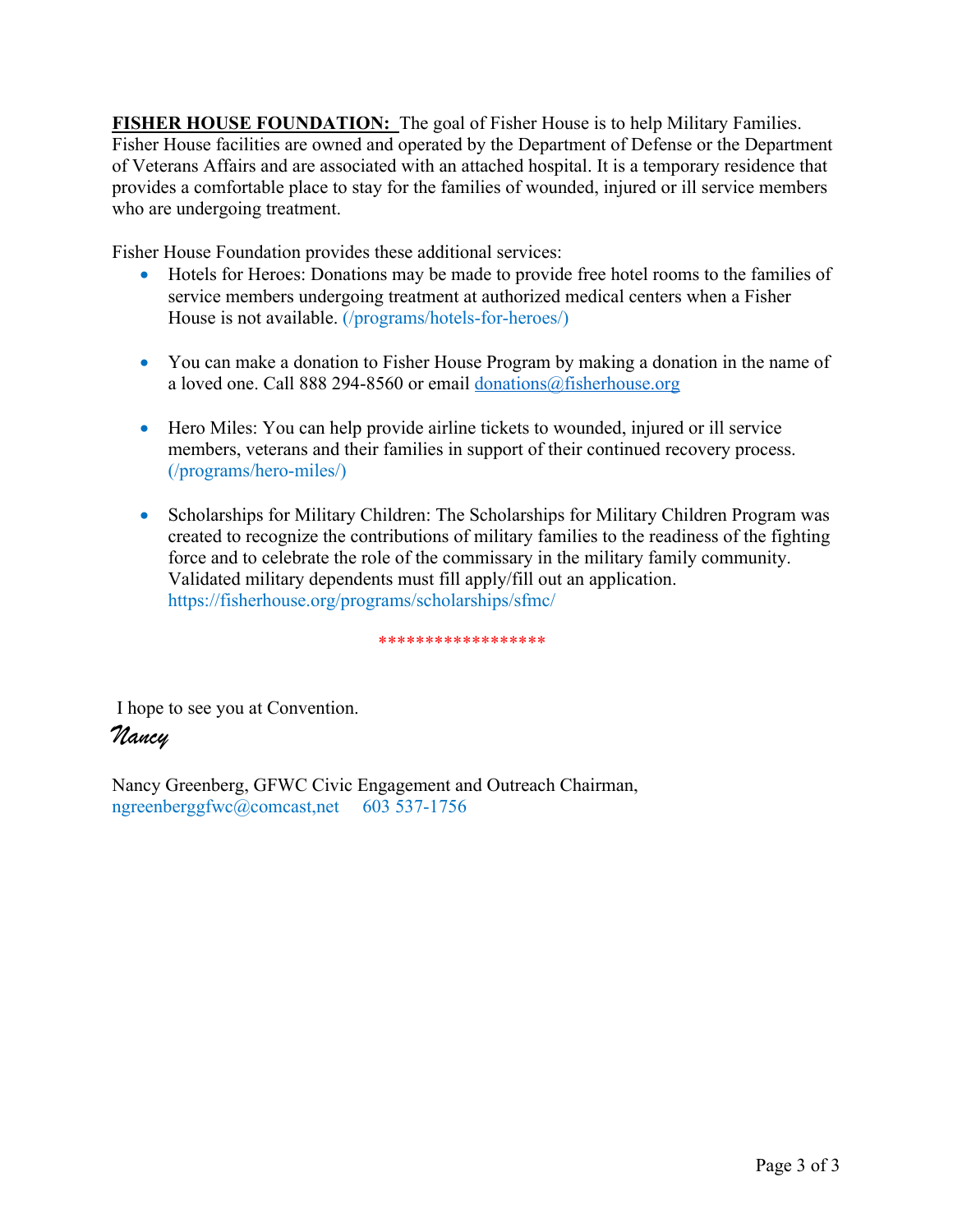**FISHER HOUSE FOUNDATION:** The goal of Fisher House is to help Military Families. Fisher House facilities are owned and operated by the Department of Defense or the Department of Veterans Affairs and are associated with an attached hospital. It is a temporary residence that provides a comfortable place to stay for the families of wounded, injured or ill service members who are undergoing treatment.

Fisher House Foundation provides these additional services:

- Hotels for Heroes: Donations may be made to provide free hotel rooms to the families of service members undergoing treatment at authorized medical centers when a Fisher House is not available. (/programs/hotels-for-heroes/)

- You can make a donation to Fisher House Program by making a donation in the name of a loved one. Call 888 294-8560 or email donations@fisherhouse.org

- Hero Miles: You can help provide airline tickets to wounded, injured or ill service members, veterans and their families in support of their continued recovery process. (/programs/hero-miles/)

- Scholarships for Military Children: The Scholarships for Military Children Program was created to recognize the contributions of military families to the readiness of the fighting force and to celebrate the role of the commissary in the military family community. Validated military dependents must fill apply/fill out an application. https://fisherhouse.org/programs/scholarships/sfmc/

******************

I hope to see you at Convention.

*Nancy*

Nancy Greenberg, GFWC Civic Engagement and Outreach Chairman,
ngreenberggfwc@comcast,net 603 537-1756